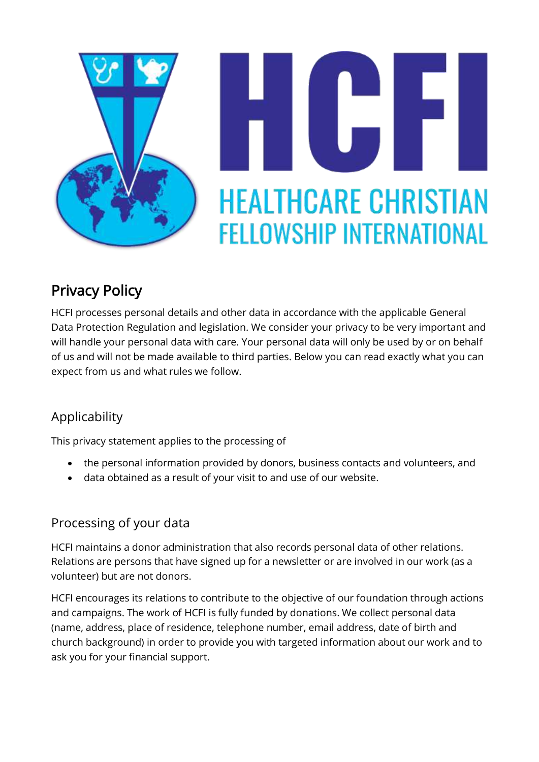# HCFI

HEALTHCARE CHRISTIAN FELLOWSHIP INTERNATIONAL

## Privacy Policy

HCFI processes personal details and other data in accordance with the applicable General Data Protection Regulation and legislation. We consider your privacy to be very important and will handle your personal data with care. Your personal data will only be used by or on behalf of us and will not be made available to third parties. Below you can read exactly what you can expect from us and what rules we follow.

### Applicability

This privacy statement applies to the processing of

- the personal information provided by donors, business contacts and volunteers, and
- data obtained as a result of your visit to and use of our website.

### Processing of your data

HCFI maintains a donor administration that also records personal data of other relations. Relations are persons that have signed up for a newsletter or are involved in our work (as a volunteer) but are not donors.

HCFI encourages its relations to contribute to the objective of our foundation through actions and campaigns. The work of HCFI is fully funded by donations. We collect personal data (name, address, place of residence, telephone number, email address, date of birth and church background) in order to provide you with targeted information about our work and to ask you for your financial support.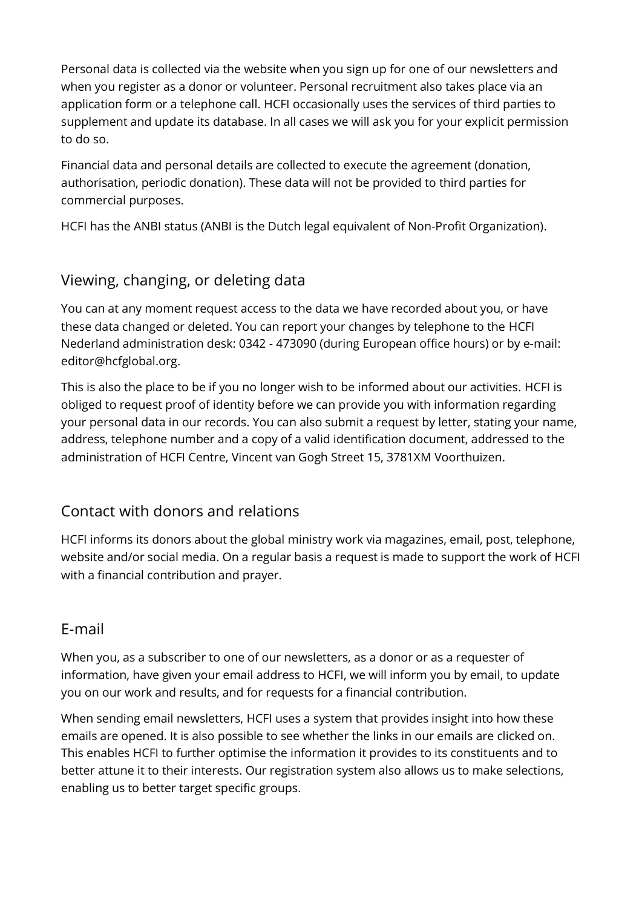Personal data is collected via the website when you sign up for one of our newsletters and when you register as a donor or volunteer. Personal recruitment also takes place via an application form or a telephone call. HCFI occasionally uses the services of third parties to supplement and update its database. In all cases we will ask you for your explicit permission to do so.

Financial data and personal details are collected to execute the agreement (donation, authorisation, periodic donation). These data will not be provided to third parties for commercial purposes.

HCFI has the ANBI status (ANBI is the Dutch legal equivalent of Non-Profit Organization).

## Viewing, changing, or deleting data

You can at any moment request access to the data we have recorded about you, or have these data changed or deleted. You can report your changes by telephone to the HCFI Nederland administration desk: 0342 - 473090 (during European office hours) or by e-mail: editor@hcfglobal.org.

This is also the place to be if you no longer wish to be informed about our activities. HCFI is obliged to request proof of identity before we can provide you with information regarding your personal data in our records. You can also submit a request by letter, stating your name, address, telephone number and a copy of a valid identification document, addressed to the administration of HCFI Centre, Vincent van Gogh Street 15, 3781XM Voorthuizen.

## Contact with donors and relations

HCFI informs its donors about the global ministry work via magazines, email, post, telephone, website and/or social media. On a regular basis a request is made to support the work of HCFI with a financial contribution and prayer.

## E-mail

When you, as a subscriber to one of our newsletters, as a donor or as a requester of information, have given your email address to HCFI, we will inform you by email, to update you on our work and results, and for requests for a financial contribution.

When sending email newsletters, HCFI uses a system that provides insight into how these emails are opened. It is also possible to see whether the links in our emails are clicked on. This enables HCFI to further optimise the information it provides to its constituents and to better attune it to their interests. Our registration system also allows us to make selections, enabling us to better target specific groups.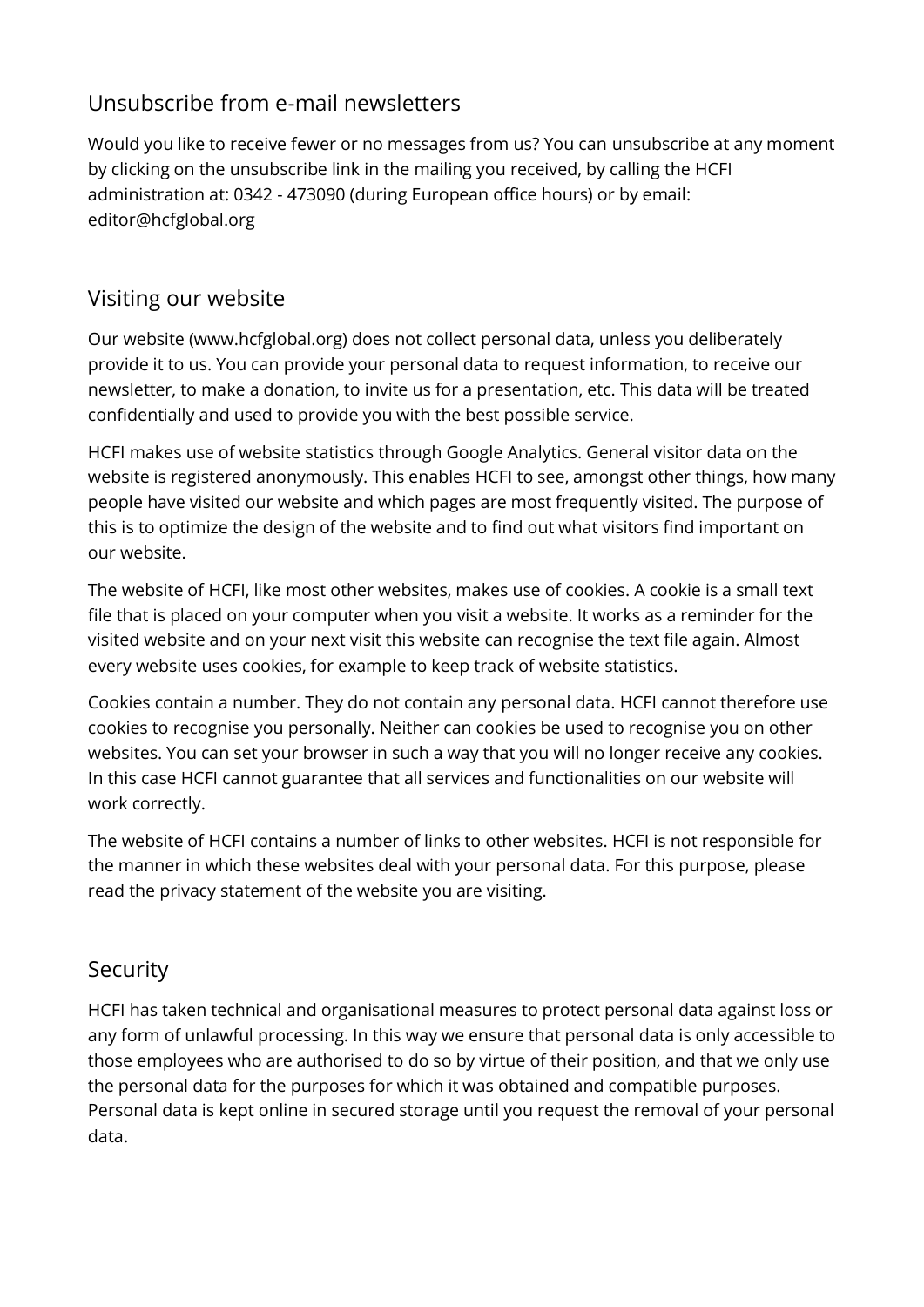## Unsubscribe from e-mail newsletters

Would you like to receive fewer or no messages from us? You can unsubscribe at any moment by clicking on the unsubscribe link in the mailing you received, by calling the HCFI administration at: 0342 - 473090 (during European office hours) or by email: editor@hcfglobal.org

## Visiting our website

Our website (www.hcfglobal.org) does not collect personal data, unless you deliberately provide it to us. You can provide your personal data to request information, to receive our newsletter, to make a donation, to invite us for a presentation, etc. This data will be treated confidentially and used to provide you with the best possible service.

HCFI makes use of website statistics through Google Analytics. General visitor data on the website is registered anonymously. This enables HCFI to see, amongst other things, how many people have visited our website and which pages are most frequently visited. The purpose of this is to optimize the design of the website and to find out what visitors find important on our website.

The website of HCFI, like most other websites, makes use of cookies. A cookie is a small text file that is placed on your computer when you visit a website. It works as a reminder for the visited website and on your next visit this website can recognise the text file again. Almost every website uses cookies, for example to keep track of website statistics.

Cookies contain a number. They do not contain any personal data. HCFI cannot therefore use cookies to recognise you personally. Neither can cookies be used to recognise you on other websites. You can set your browser in such a way that you will no longer receive any cookies. In this case HCFI cannot guarantee that all services and functionalities on our website will work correctly.

The website of HCFI contains a number of links to other websites. HCFI is not responsible for the manner in which these websites deal with your personal data. For this purpose, please read the privacy statement of the website you are visiting.

## Security

HCFI has taken technical and organisational measures to protect personal data against loss or any form of unlawful processing. In this way we ensure that personal data is only accessible to those employees who are authorised to do so by virtue of their position, and that we only use the personal data for the purposes for which it was obtained and compatible purposes. Personal data is kept online in secured storage until you request the removal of your personal data.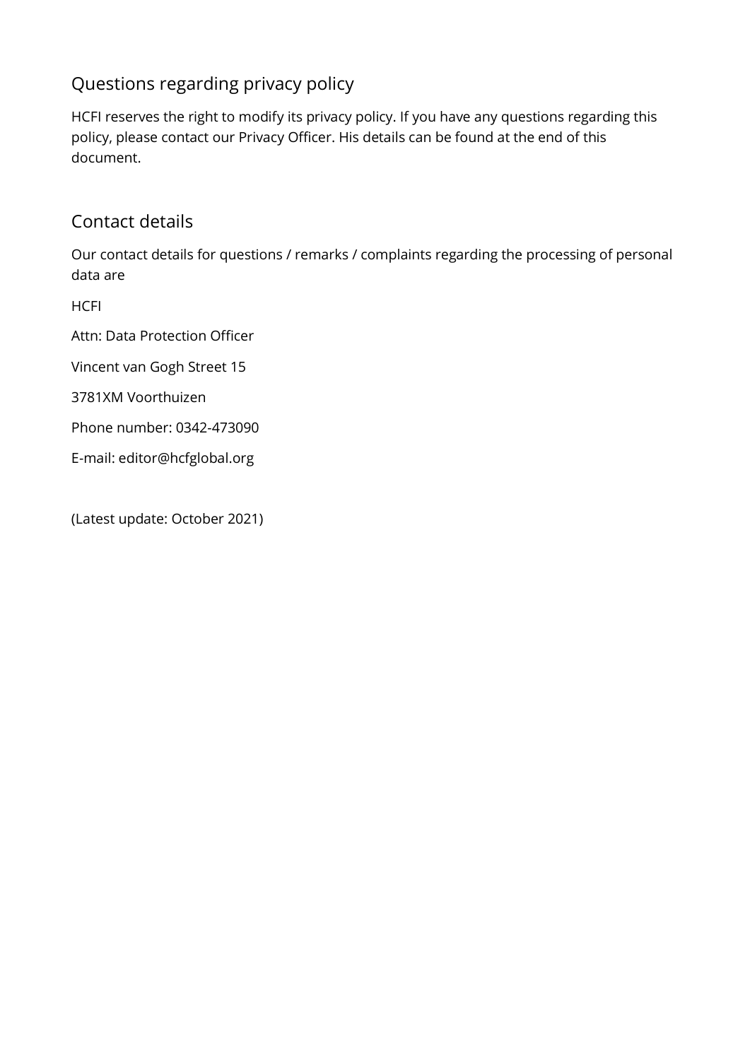## Questions regarding privacy policy

HCFI reserves the right to modify its privacy policy. If you have any questions regarding this policy, please contact our Privacy Officer. His details can be found at the end of this document.

## Contact details

Our contact details for questions / remarks / complaints regarding the processing of personal data are

HCFI

Attn: Data Protection Officer

Vincent van Gogh Street 15

3781XM Voorthuizen

Phone number: 0342-473090

E-mail: editor@hcfglobal.org

(Latest update: October 2021)